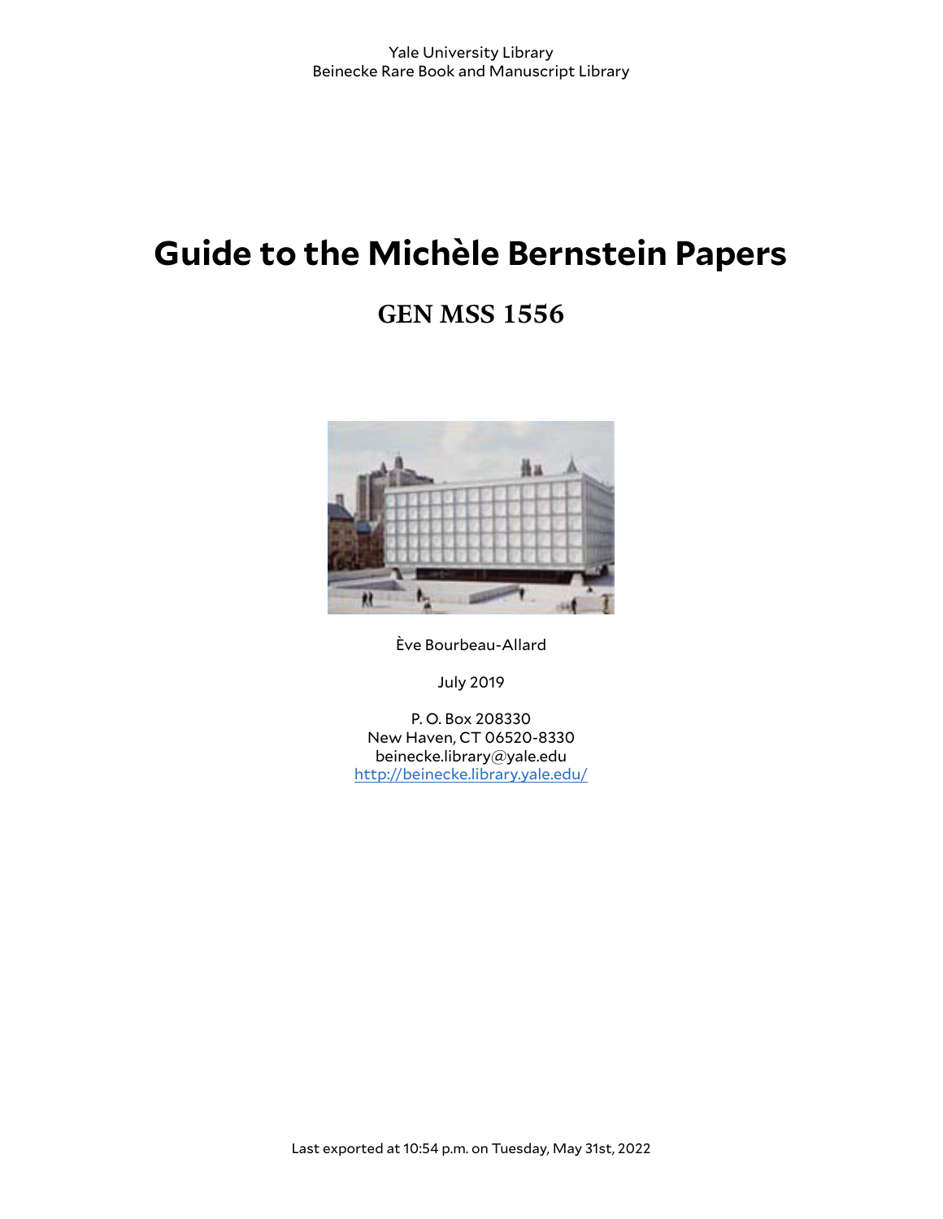Yale University Library
Beinecke Rare Book and Manuscript Library

# Guide to the Michèle Bernstein Papers

## GEN MSS 1556

Ève Bourbeau-Allard

July 2019

P. O. Box 208330
New Haven, CT 06520-8330
beinecke.library@yale.edu
http://beinecke.library.yale.edu/

Last exported at 10:54 p.m. on Tuesday, May 31st, 2022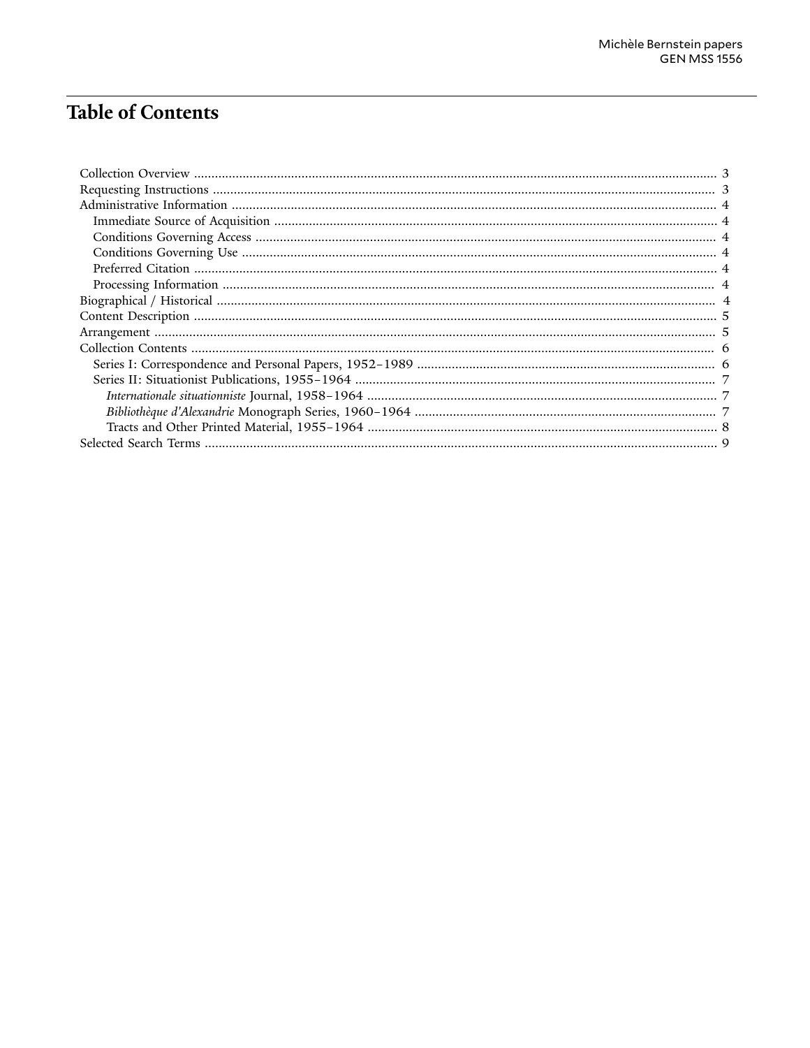# Table of Contents

- Collection Overview ... 3
- Requesting Instructions ... 3
- Administrative Information ... 4
  - Immediate Source of Acquisition ... 4
  - Conditions Governing Access ... 4
  - Conditions Governing Use ... 4
  - Preferred Citation ... 4
  - Processing Information ... 4
- Biographical / Historical ... 4
- Content Description ... 5
- Arrangement ... 5
- Collection Contents ... 6
  - Series I: Correspondence and Personal Papers, 1952–1989 ... 6
  - Series II: Situationist Publications, 1955–1964 ... 7
    - *Internationale situationniste* Journal, 1958–1964 ... 7
    - *Bibliothèque d'Alexandrie* Monograph Series, 1960–1964 ... 7
    - Tracts and Other Printed Material, 1955–1964 ... 8
- Selected Search Terms ... 9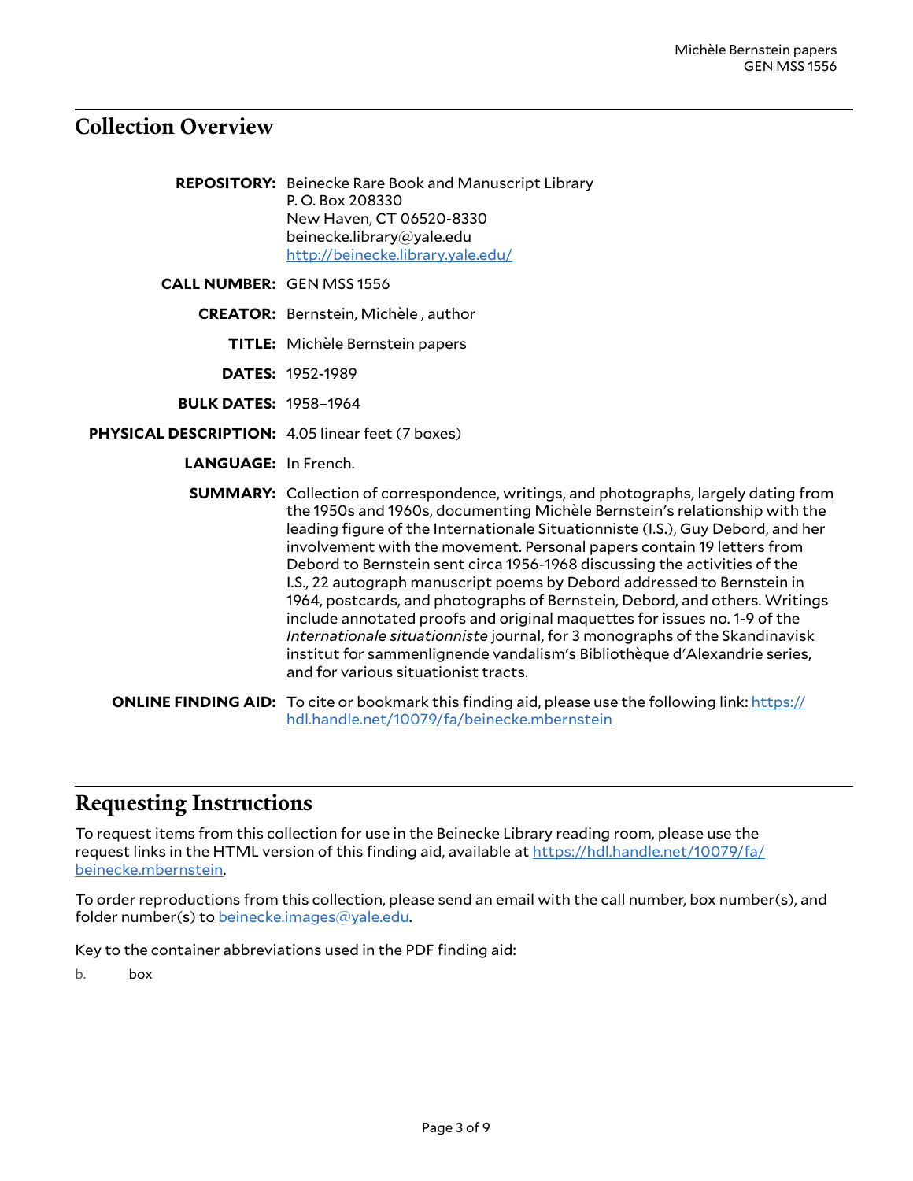## Collection Overview

**REPOSITORY:** Beinecke Rare Book and Manuscript Library
P. O. Box 208330
New Haven, CT 06520-8330
beinecke.library@yale.edu
http://beinecke.library.yale.edu/

**CALL NUMBER:** GEN MSS 1556

**CREATOR:** Bernstein, Michèle , author

**TITLE:** Michèle Bernstein papers

**DATES:** 1952-1989

**BULK DATES:** 1958–1964

**PHYSICAL DESCRIPTION:** 4.05 linear feet (7 boxes)

**LANGUAGE:** In French.

**SUMMARY:** Collection of correspondence, writings, and photographs, largely dating from the 1950s and 1960s, documenting Michèle Bernstein's relationship with the leading figure of the Internationale Situationniste (I.S.), Guy Debord, and her involvement with the movement. Personal papers contain 19 letters from Debord to Bernstein sent circa 1956-1968 discussing the activities of the I.S., 22 autograph manuscript poems by Debord addressed to Bernstein in 1964, postcards, and photographs of Bernstein, Debord, and others. Writings include annotated proofs and original maquettes for issues no. 1-9 of the *Internationale situationniste* journal, for 3 monographs of the Skandinavisk institut for sammenlignende vandalism's Bibliothèque d'Alexandrie series, and for various situationist tracts.

**ONLINE FINDING AID:** To cite or bookmark this finding aid, please use the following link: https://hdl.handle.net/10079/fa/beinecke.mbernstein

## Requesting Instructions

To request items from this collection for use in the Beinecke Library reading room, please use the request links in the HTML version of this finding aid, available at https://hdl.handle.net/10079/fa/beinecke.mbernstein.

To order reproductions from this collection, please send an email with the call number, box number(s), and folder number(s) to beinecke.images@yale.edu.

Key to the container abbreviations used in the PDF finding aid:

b. box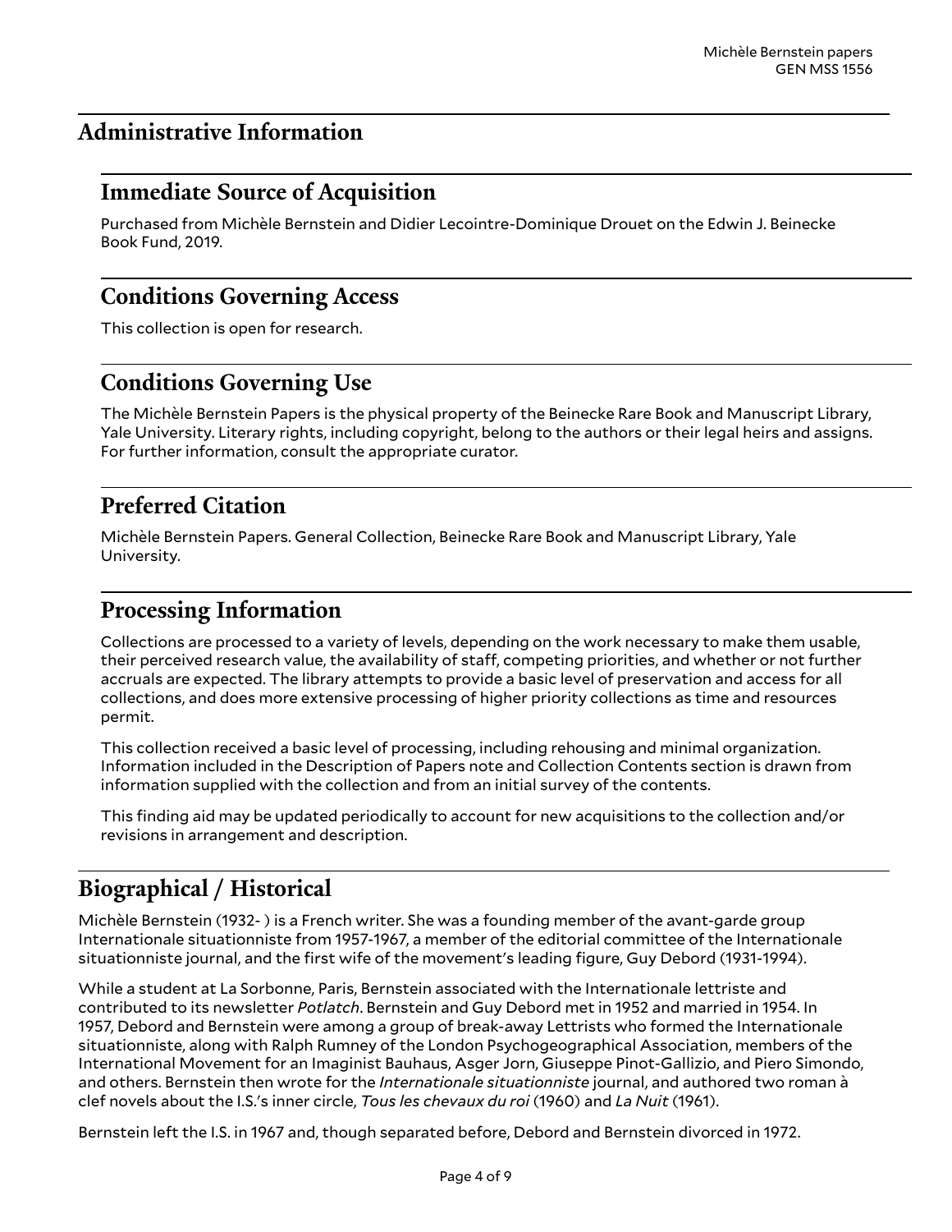## Administrative Information

### Immediate Source of Acquisition

Purchased from Michèle Bernstein and Didier Lecointre-Dominique Drouet on the Edwin J. Beinecke Book Fund, 2019.

### Conditions Governing Access

This collection is open for research.

### Conditions Governing Use

The Michèle Bernstein Papers is the physical property of the Beinecke Rare Book and Manuscript Library, Yale University. Literary rights, including copyright, belong to the authors or their legal heirs and assigns. For further information, consult the appropriate curator.

### Preferred Citation

Michèle Bernstein Papers. General Collection, Beinecke Rare Book and Manuscript Library, Yale University.

### Processing Information

Collections are processed to a variety of levels, depending on the work necessary to make them usable, their perceived research value, the availability of staff, competing priorities, and whether or not further accruals are expected. The library attempts to provide a basic level of preservation and access for all collections, and does more extensive processing of higher priority collections as time and resources permit.

This collection received a basic level of processing, including rehousing and minimal organization. Information included in the Description of Papers note and Collection Contents section is drawn from information supplied with the collection and from an initial survey of the contents.

This finding aid may be updated periodically to account for new acquisitions to the collection and/or revisions in arrangement and description.

## Biographical / Historical

Michèle Bernstein (1932- ) is a French writer. She was a founding member of the avant-garde group Internationale situationniste from 1957-1967, a member of the editorial committee of the Internationale situationniste journal, and the first wife of the movement's leading figure, Guy Debord (1931-1994).

While a student at La Sorbonne, Paris, Bernstein associated with the Internationale lettriste and contributed to its newsletter *Potlatch*. Bernstein and Guy Debord met in 1952 and married in 1954. In 1957, Debord and Bernstein were among a group of break-away Lettrists who formed the Internationale situationniste, along with Ralph Rumney of the London Psychogeographical Association, members of the International Movement for an Imaginist Bauhaus, Asger Jorn, Giuseppe Pinot-Gallizio, and Piero Simondo, and others. Bernstein then wrote for the *Internationale situationniste* journal, and authored two roman à clef novels about the I.S.'s inner circle, *Tous les chevaux du roi* (1960) and *La Nuit* (1961).

Bernstein left the I.S. in 1967 and, though separated before, Debord and Bernstein divorced in 1972.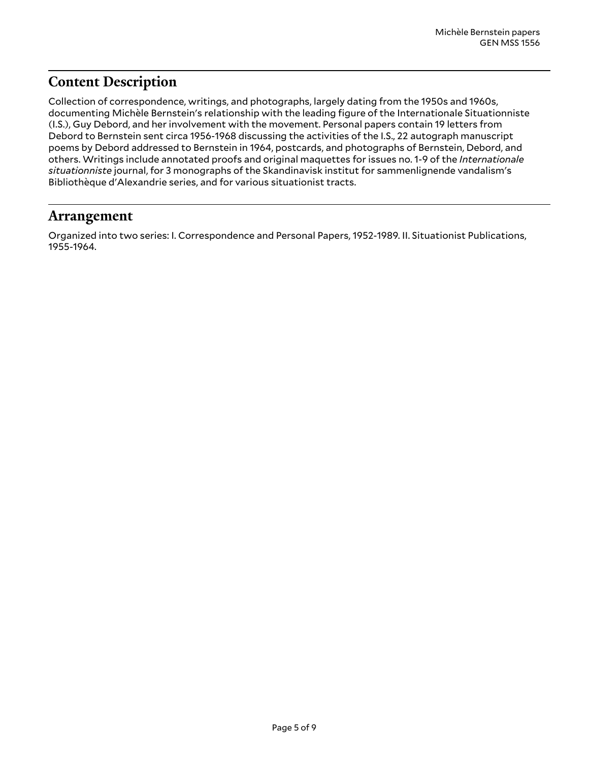## Content Description

Collection of correspondence, writings, and photographs, largely dating from the 1950s and 1960s, documenting Michèle Bernstein's relationship with the leading figure of the Internationale Situationniste (I.S.), Guy Debord, and her involvement with the movement. Personal papers contain 19 letters from Debord to Bernstein sent circa 1956-1968 discussing the activities of the I.S., 22 autograph manuscript poems by Debord addressed to Bernstein in 1964, postcards, and photographs of Bernstein, Debord, and others. Writings include annotated proofs and original maquettes for issues no. 1-9 of the *Internationale situationniste* journal, for 3 monographs of the Skandinavisk institut for sammenlignende vandalism's Bibliothèque d'Alexandrie series, and for various situationist tracts.

## Arrangement

Organized into two series: I. Correspondence and Personal Papers, 1952-1989. II. Situationist Publications, 1955-1964.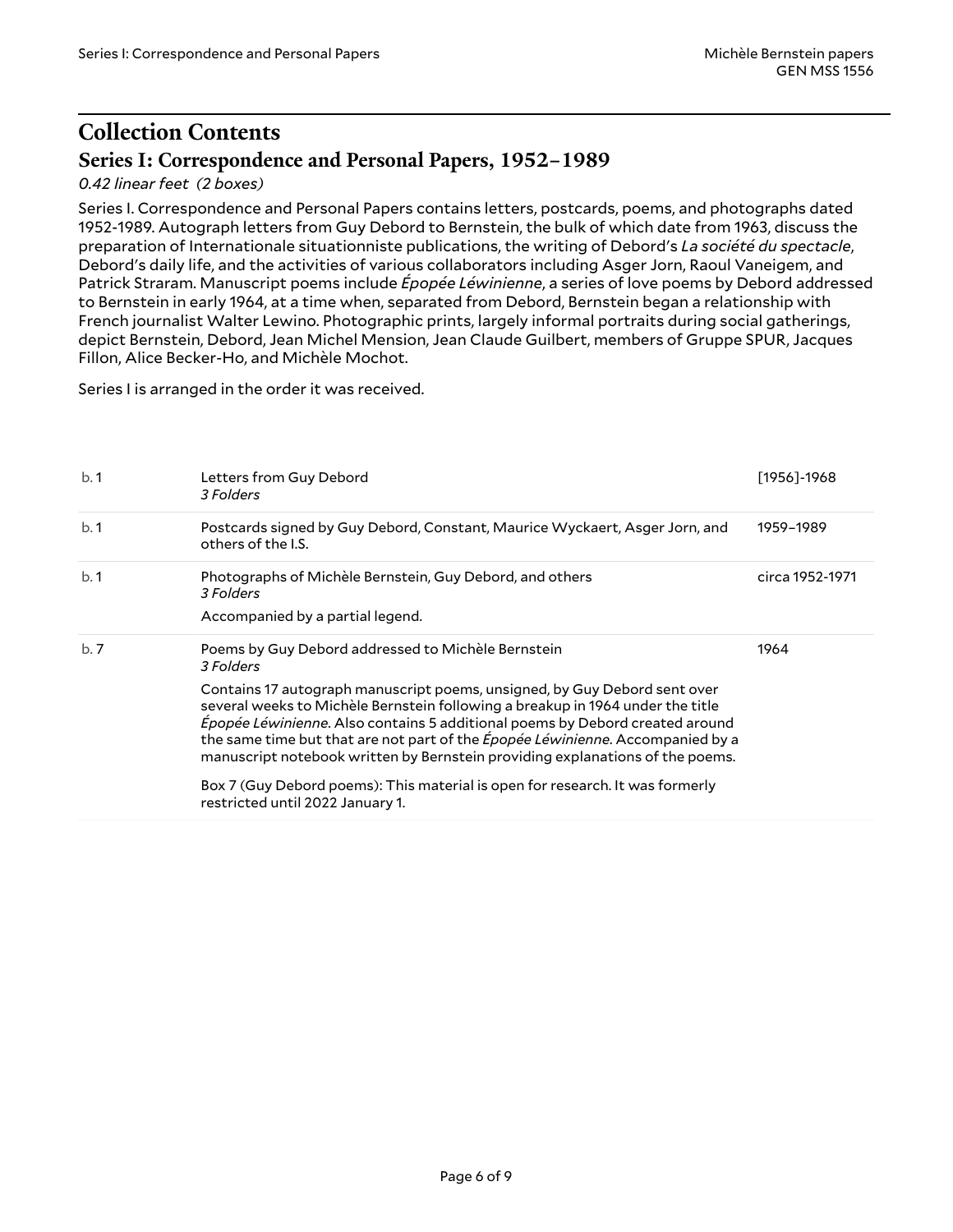## Collection Contents

### Series I: Correspondence and Personal Papers, 1952–1989

*0.42 linear feet (2 boxes)*

Series I. Correspondence and Personal Papers contains letters, postcards, poems, and photographs dated 1952-1989. Autograph letters from Guy Debord to Bernstein, the bulk of which date from 1963, discuss the preparation of Internationale situationniste publications, the writing of Debord's *La société du spectacle*, Debord's daily life, and the activities of various collaborators including Asger Jorn, Raoul Vaneigem, and Patrick Straram. Manuscript poems include *Épopée Léwinienne*, a series of love poems by Debord addressed to Bernstein in early 1964, at a time when, separated from Debord, Bernstein began a relationship with French journalist Walter Lewino. Photographic prints, largely informal portraits during social gatherings, depict Bernstein, Debord, Jean Michel Mension, Jean Claude Guilbert, members of Gruppe SPUR, Jacques Fillon, Alice Becker-Ho, and Michèle Mochot.

Series I is arranged in the order it was received.

| | | |
|---|---|---|
| b. 1 | Letters from Guy Debord<br>*3 Folders* | [1956]-1968 |
| b. 1 | Postcards signed by Guy Debord, Constant, Maurice Wyckaert, Asger Jorn, and others of the I.S. | 1959–1989 |
| b. 1 | Photographs of Michèle Bernstein, Guy Debord, and others<br>*3 Folders*<br>Accompanied by a partial legend. | circa 1952-1971 |
| b. 7 | Poems by Guy Debord addressed to Michèle Bernstein<br>*3 Folders*<br>Contains 17 autograph manuscript poems, unsigned, by Guy Debord sent over several weeks to Michèle Bernstein following a breakup in 1964 under the title *Épopée Léwinienne*. Also contains 5 additional poems by Debord created around the same time but that are not part of the *Épopée Léwinienne*. Accompanied by a manuscript notebook written by Bernstein providing explanations of the poems.<br>Box 7 (Guy Debord poems): This material is open for research. It was formerly restricted until 2022 January 1. | 1964 |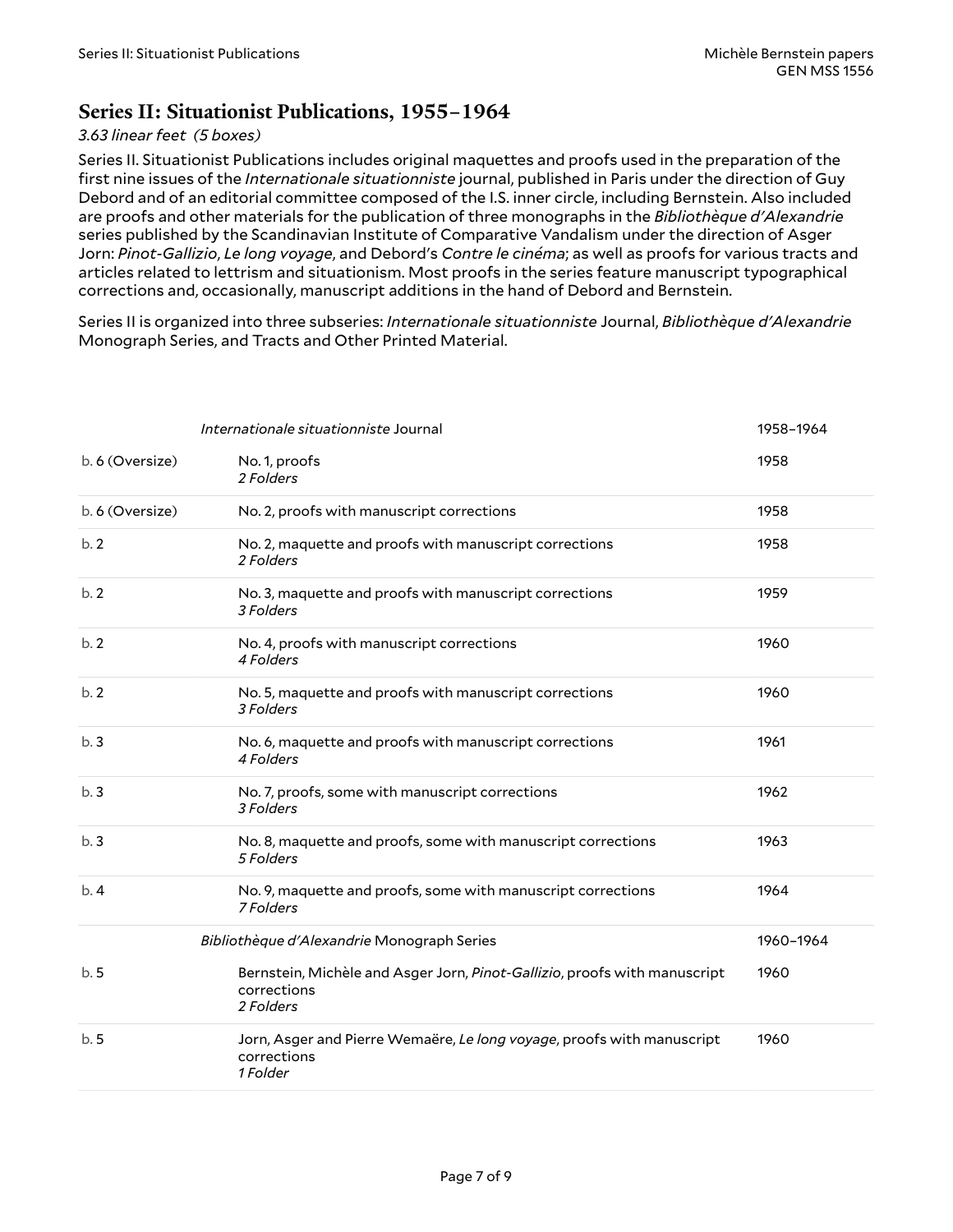## Series II: Situationist Publications, 1955–1964

*3.63 linear feet (5 boxes)*

Series II. Situationist Publications includes original maquettes and proofs used in the preparation of the first nine issues of the *Internationale situationniste* journal, published in Paris under the direction of Guy Debord and of an editorial committee composed of the I.S. inner circle, including Bernstein. Also included are proofs and other materials for the publication of three monographs in the *Bibliothèque d'Alexandrie* series published by the Scandinavian Institute of Comparative Vandalism under the direction of Asger Jorn: *Pinot-Gallizio*, *Le long voyage*, and Debord's *Contre le cinéma*; as well as proofs for various tracts and articles related to lettrism and situationism. Most proofs in the series feature manuscript typographical corrections and, occasionally, manuscript additions in the hand of Debord and Bernstein.

Series II is organized into three subseries: *Internationale situationniste* Journal, *Bibliothèque d'Alexandrie* Monograph Series, and Tracts and Other Printed Material.

| | | |
|---|---|---|
| | *Internationale situationniste* Journal | 1958–1964 |
| b. 6 (Oversize) | No. 1, proofs<br>*2 Folders* | 1958 |
| b. 6 (Oversize) | No. 2, proofs with manuscript corrections | 1958 |
| b. 2 | No. 2, maquette and proofs with manuscript corrections<br>*2 Folders* | 1958 |
| b. 2 | No. 3, maquette and proofs with manuscript corrections<br>*3 Folders* | 1959 |
| b. 2 | No. 4, proofs with manuscript corrections<br>*4 Folders* | 1960 |
| b. 2 | No. 5, maquette and proofs with manuscript corrections<br>*3 Folders* | 1960 |
| b. 3 | No. 6, maquette and proofs with manuscript corrections<br>*4 Folders* | 1961 |
| b. 3 | No. 7, proofs, some with manuscript corrections<br>*3 Folders* | 1962 |
| b. 3 | No. 8, maquette and proofs, some with manuscript corrections<br>*5 Folders* | 1963 |
| b. 4 | No. 9, maquette and proofs, some with manuscript corrections<br>*7 Folders* | 1964 |
| | *Bibliothèque d'Alexandrie* Monograph Series | 1960–1964 |
| b. 5 | Bernstein, Michèle and Asger Jorn, *Pinot-Gallizio*, proofs with manuscript corrections<br>*2 Folders* | 1960 |
| b. 5 | Jorn, Asger and Pierre Wemaëre, *Le long voyage*, proofs with manuscript corrections<br>*1 Folder* | 1960 |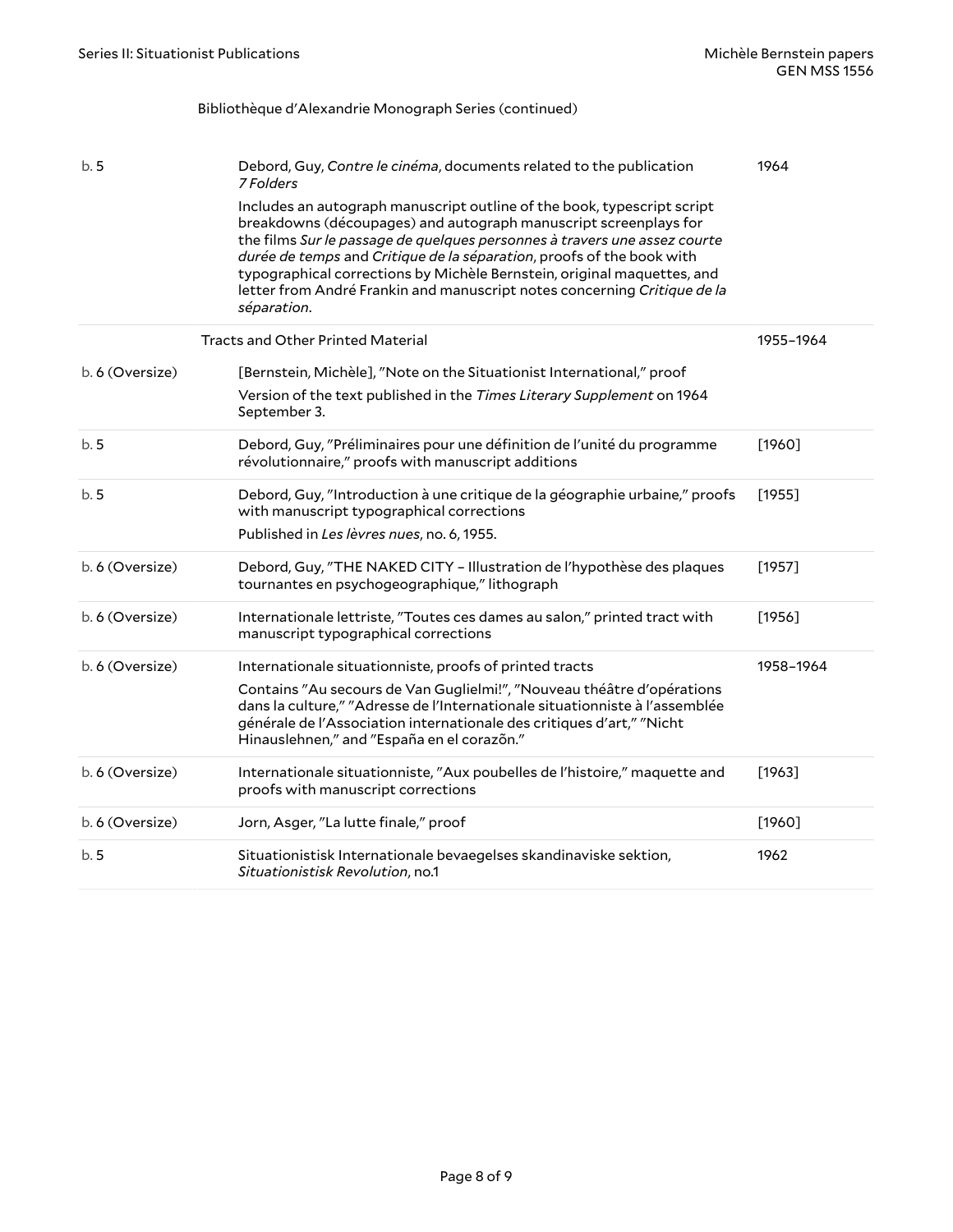Bibliothèque d'Alexandrie Monograph Series (continued)

| | | |
|---|---|---|
| b. 5 | Debord, Guy, *Contre le cinéma*, documents related to the publication *7 Folders*<br>Includes an autograph manuscript outline of the book, typescript script breakdowns (découpages) and autograph manuscript screenplays for the films *Sur le passage de quelques personnes à travers une assez courte durée de temps* and *Critique de la séparation*, proofs of the book with typographical corrections by Michèle Bernstein, original maquettes, and letter from André Frankin and manuscript notes concerning *Critique de la séparation*. | 1964 |

Tracts and Other Printed Material — 1955–1964

| | | |
|---|---|---|
| b. 6 (Oversize) | [Bernstein, Michèle], "Note on the Situationist International," proof<br>Version of the text published in the *Times Literary Supplement* on 1964 September 3. | |
| b. 5 | Debord, Guy, "Préliminaires pour une définition de l'unité du programme révolutionnaire," proofs with manuscript additions | [1960] |
| b. 5 | Debord, Guy, "Introduction à une critique de la géographie urbaine," proofs with manuscript typographical corrections<br>Published in *Les lèvres nues*, no. 6, 1955. | [1955] |
| b. 6 (Oversize) | Debord, Guy, "THE NAKED CITY – Illustration de l'hypothèse des plaques tournantes en psychogeographique," lithograph | [1957] |
| b. 6 (Oversize) | Internationale lettriste, "Toutes ces dames au salon," printed tract with manuscript typographical corrections | [1956] |
| b. 6 (Oversize) | Internationale situationniste, proofs of printed tracts<br>Contains "Au secours de Van Guglielmi!", "Nouveau théâtre d'opérations dans la culture," "Adresse de l'Internationale situationniste à l'assemblée générale de l'Association internationale des critiques d'art," "Nicht Hinauslehnen," and "España en el corazõn." | 1958–1964 |
| b. 6 (Oversize) | Internationale situationniste, "Aux poubelles de l'histoire," maquette and proofs with manuscript corrections | [1963] |
| b. 6 (Oversize) | Jorn, Asger, "La lutte finale," proof | [1960] |
| b. 5 | Situationistisk Internationale bevaegelses skandinaviske sektion, *Situationistisk Revolution*, no.1 | 1962 |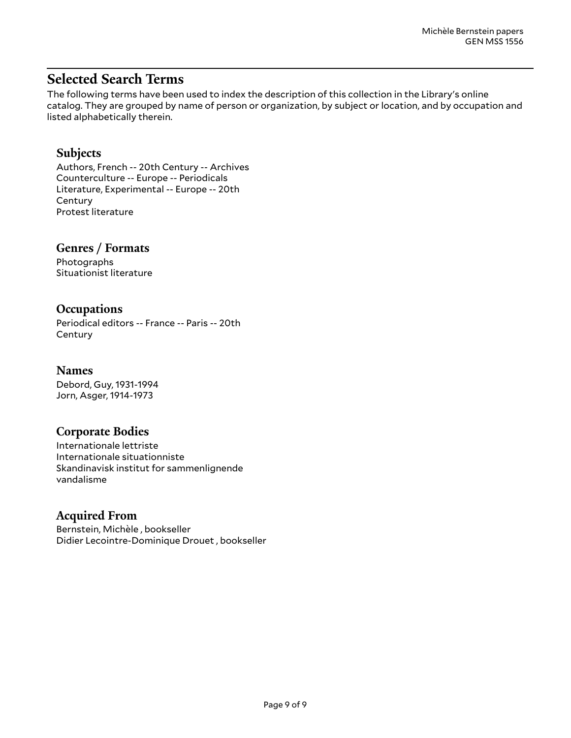## Selected Search Terms

The following terms have been used to index the description of this collection in the Library's online catalog. They are grouped by name of person or organization, by subject or location, and by occupation and listed alphabetically therein.

### Subjects

Authors, French -- 20th Century -- Archives
Counterculture -- Europe -- Periodicals
Literature, Experimental -- Europe -- 20th Century
Protest literature

### Genres / Formats

Photographs
Situationist literature

### Occupations

Periodical editors -- France -- Paris -- 20th Century

### Names

Debord, Guy, 1931-1994
Jorn, Asger, 1914-1973

### Corporate Bodies

Internationale lettriste
Internationale situationniste
Skandinavisk institut for sammenlignende vandalisme

### Acquired From

Bernstein, Michèle , bookseller
Didier Lecointre-Dominique Drouet , bookseller